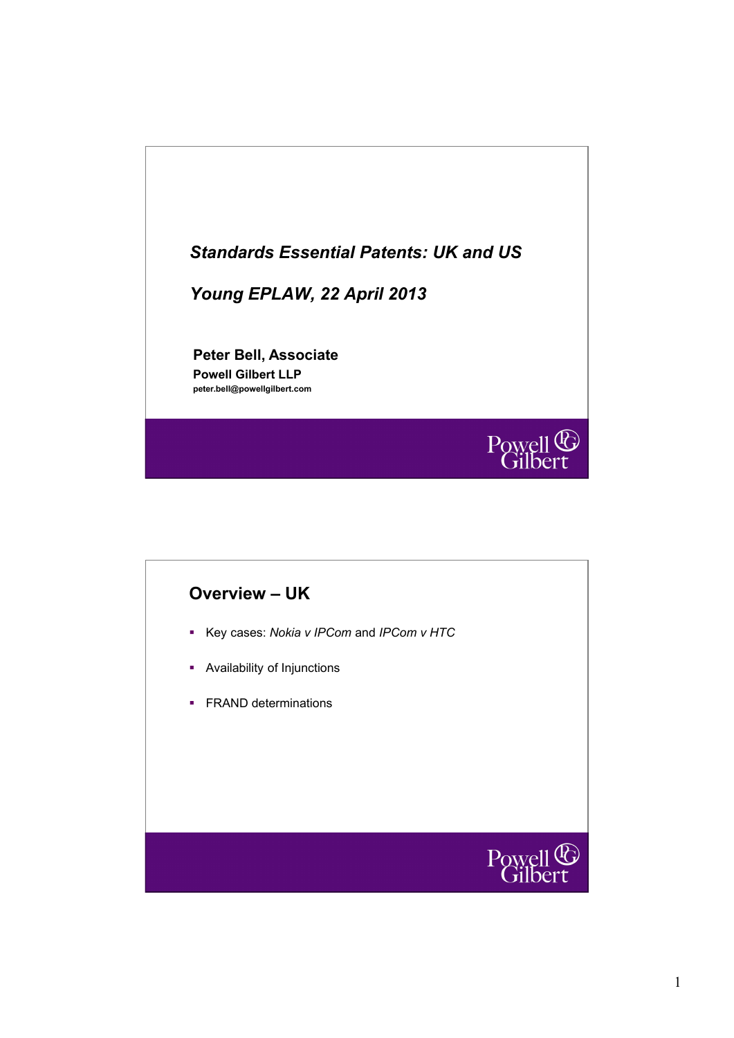# *Standards Essential Patents: UK and US*

## *Young EPLAW, 22 April 2013*

**Peter Bell, Associate**

**Powell Gilbert LLP**

**peter.bell@powellgilbert.com**

Powell Gilbert

## Overview – UK

- Key cases: *Nokia v IPCom* and *IPCom v HTC*
- Availability of Injunctions
- FRAND determinations

Powell Gilbert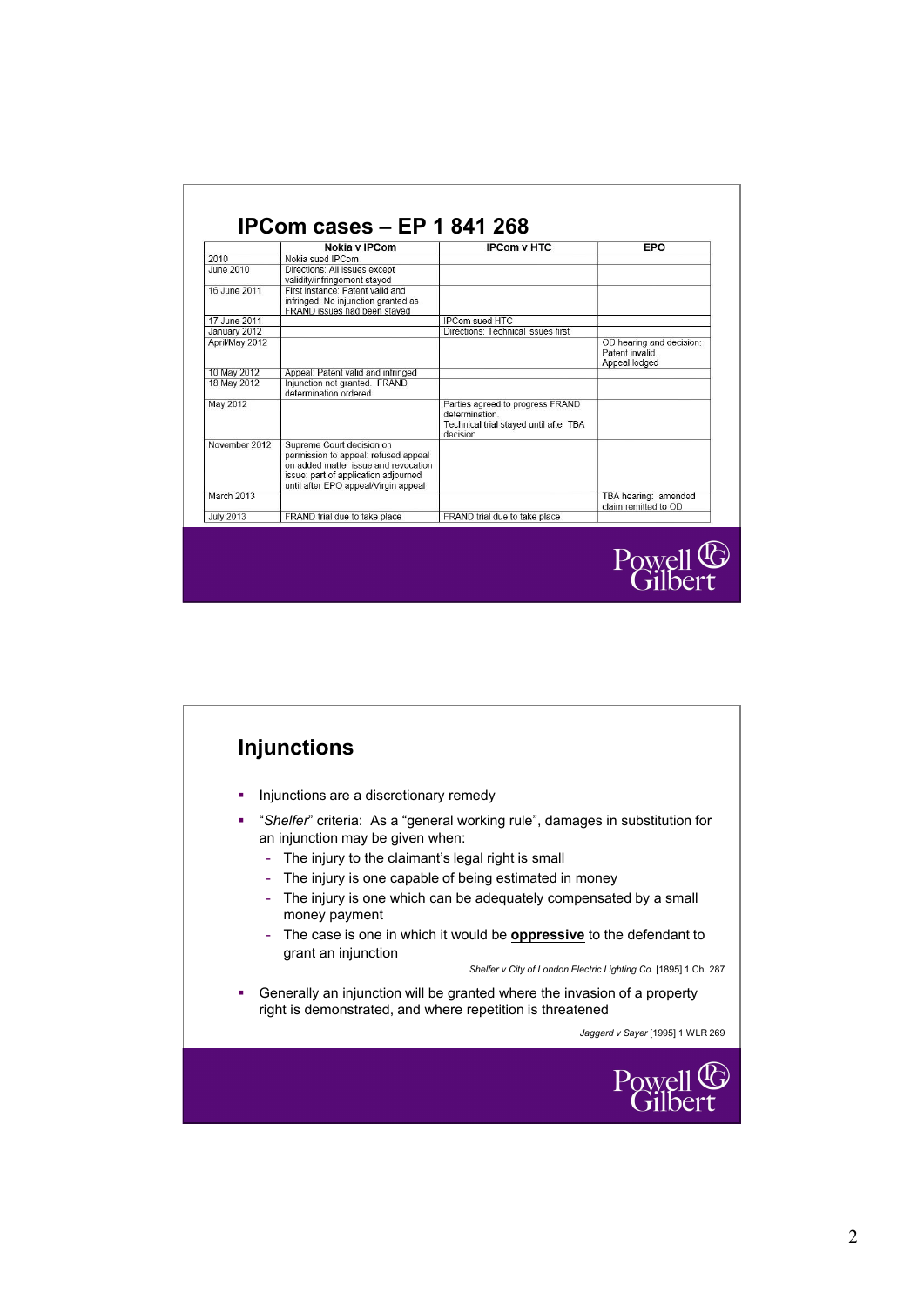## IPCom cases – EP 1 841 268

| | Nokia v IPCom | IPCom v HTC | EPO |
|---|---|---|---|
| 2010 | Nokia sued IPCom | | |
| June 2010 | Directions: All issues except validity/infringement stayed | | |
| 16 June 2011 | First instance: Patent valid and infringed. No injunction granted as FRAND issues had been stayed | | |
| 17 June 2011 | | IPCom sued HTC | |
| January 2012 | | Directions: Technical issues first | |
| April/May 2012 | | | OD hearing and decision: Patent invalid. Appeal lodged |
| 10 May 2012 | Appeal: Patent valid and infringed | | |
| 18 May 2012 | Injunction not granted. FRAND determination ordered | | |
| May 2012 | | Parties agreed to progress FRAND determination. Technical trial stayed until after TBA decision | |
| November 2012 | Supreme Court decision on permission to appeal: refused appeal on added matter issue and revocation issue; part of application adjourned until after EPO appeal/Virgin appeal | | |
| March 2013 | | | TBA hearing: amended claim remitted to OD |
| July 2013 | FRAND trial due to take place | FRAND trial due to take place | |

## Injunctions

- Injunctions are a discretionary remedy
- "*Shelfer*" criteria: As a "general working rule", damages in substitution for an injunction may be given when:
  - The injury to the claimant's legal right is small
  - The injury is one capable of being estimated in money
  - The injury is one which can be adequately compensated by a small money payment
  - The case is one in which it would be **oppressive** to the defendant to grant an injunction

*Shelfer v City of London Electric Lighting Co.* [1895] 1 Ch. 287

- Generally an injunction will be granted where the invasion of a property right is demonstrated, and where repetition is threatened

*Jaggard v Sayer* [1995] 1 WLR 269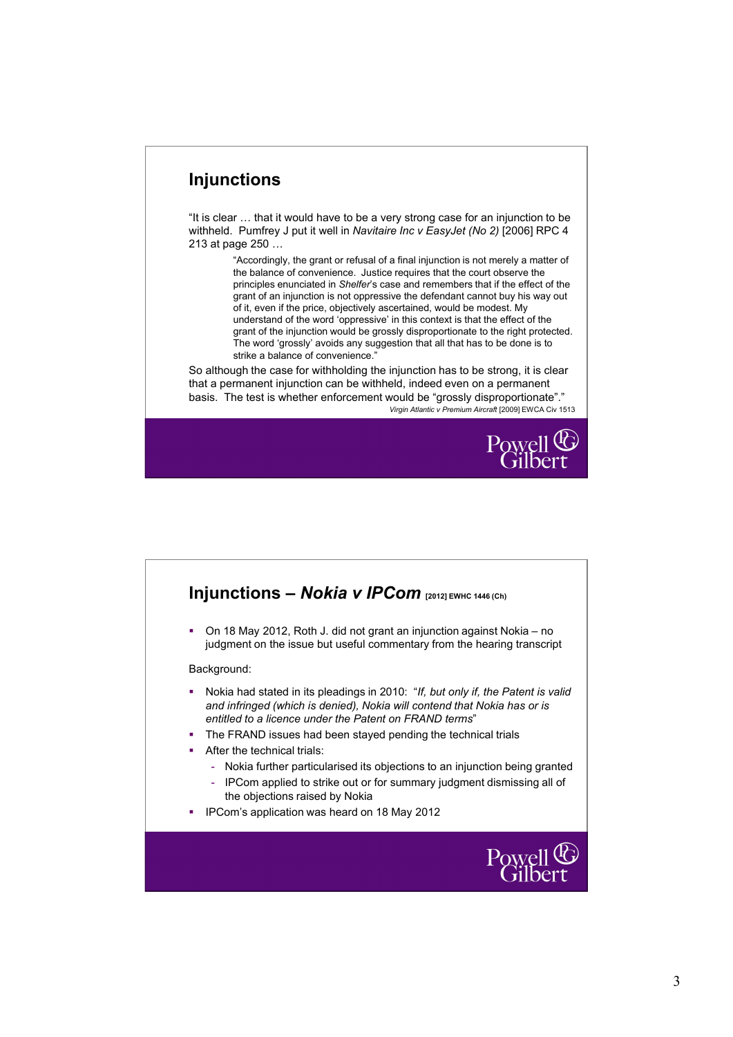## Injunctions

"It is clear … that it would have to be a very strong case for an injunction to be withheld. Pumfrey J put it well in *Navitaire Inc v EasyJet (No 2)* [2006] RPC 4 213 at page 250 …

> "Accordingly, the grant or refusal of a final injunction is not merely a matter of the balance of convenience. Justice requires that the court observe the principles enunciated in *Shelfer*'s case and remembers that if the effect of the grant of an injunction is not oppressive the defendant cannot buy his way out of it, even if the price, objectively ascertained, would be modest. My understand of the word 'oppressive' in this context is that the effect of the grant of the injunction would be grossly disproportionate to the right protected. The word 'grossly' avoids any suggestion that all that has to be done is to strike a balance of convenience."

So although the case for withholding the injunction has to be strong, it is clear that a permanent injunction can be withheld, indeed even on a permanent basis. The test is whether enforcement would be "grossly disproportionate"."

*Virgin Atlantic v Premium Aircraft* [2009] EWCA Civ 1513

## Injunctions – *Nokia v IPCom* [2012] EWHC 1446 (Ch)

- On 18 May 2012, Roth J. did not grant an injunction against Nokia – no judgment on the issue but useful commentary from the hearing transcript

Background:

- Nokia had stated in its pleadings in 2010: "*If, but only if, the Patent is valid and infringed (which is denied), Nokia will contend that Nokia has or is entitled to a licence under the Patent on FRAND terms*"
- The FRAND issues had been stayed pending the technical trials
- After the technical trials:
  - Nokia further particularised its objections to an injunction being granted
  - IPCom applied to strike out or for summary judgment dismissing all of the objections raised by Nokia
- IPCom's application was heard on 18 May 2012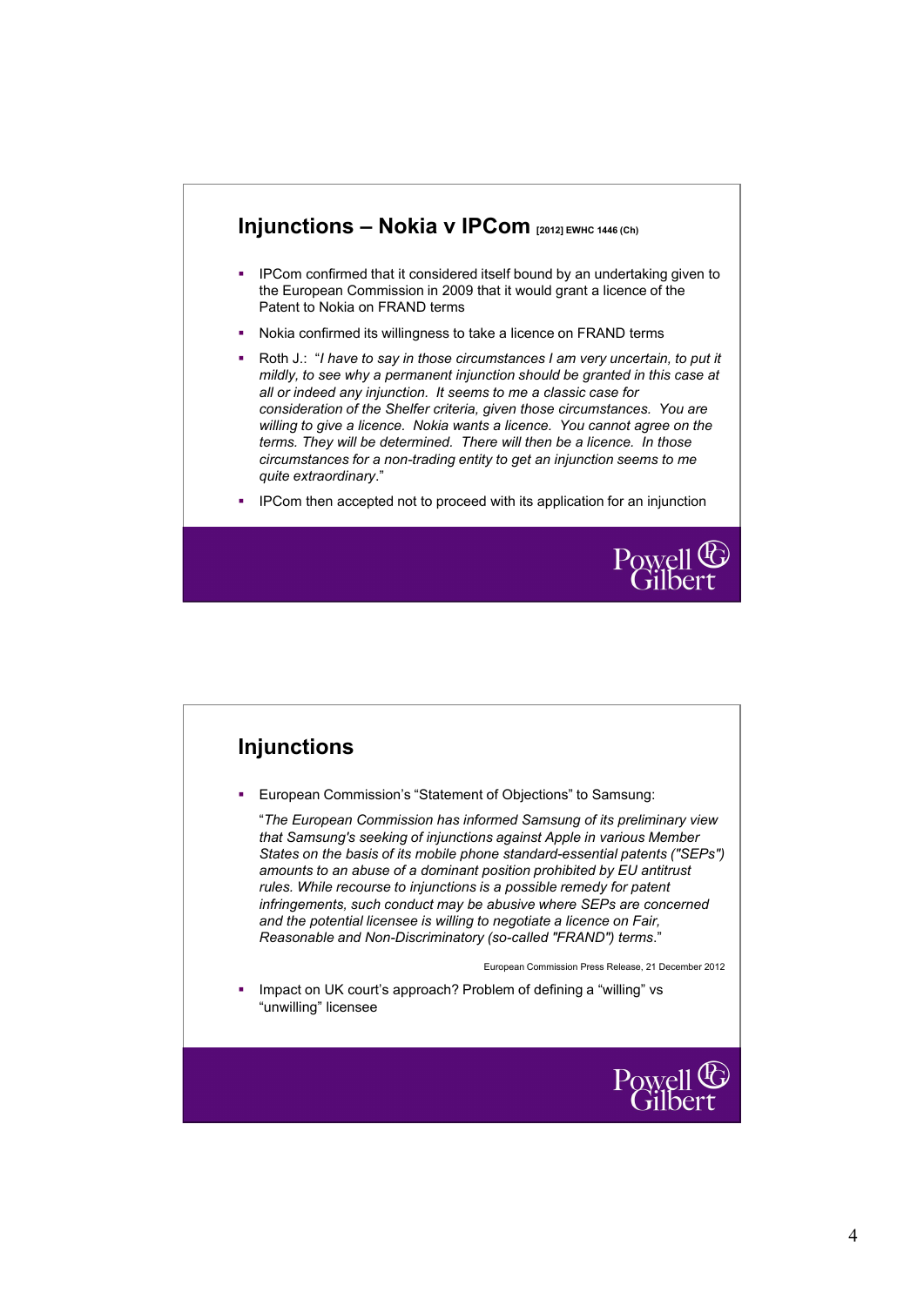## Injunctions – Nokia v IPCom [2012] EWHC 1446 (Ch)

- IPCom confirmed that it considered itself bound by an undertaking given to the European Commission in 2009 that it would grant a licence of the Patent to Nokia on FRAND terms
- Nokia confirmed its willingness to take a licence on FRAND terms
- Roth J.: "*I have to say in those circumstances I am very uncertain, to put it mildly, to see why a permanent injunction should be granted in this case at all or indeed any injunction. It seems to me a classic case for consideration of the Shelfer criteria, given those circumstances. You are willing to give a licence. Nokia wants a licence. You cannot agree on the terms. They will be determined. There will then be a licence. In those circumstances for a non-trading entity to get an injunction seems to me quite extraordinary*."
- IPCom then accepted not to proceed with its application for an injunction

Powell Gilbert

## Injunctions

- European Commission's "Statement of Objections" to Samsung:

  "*The European Commission has informed Samsung of its preliminary view that Samsung's seeking of injunctions against Apple in various Member States on the basis of its mobile phone standard-essential patents ("SEPs") amounts to an abuse of a dominant position prohibited by EU antitrust rules. While recourse to injunctions is a possible remedy for patent infringements, such conduct may be abusive where SEPs are concerned and the potential licensee is willing to negotiate a licence on Fair, Reasonable and Non-Discriminatory (so-called "FRAND") terms*."

  European Commission Press Release, 21 December 2012

- Impact on UK court's approach? Problem of defining a "willing" vs "unwilling" licensee

Powell Gilbert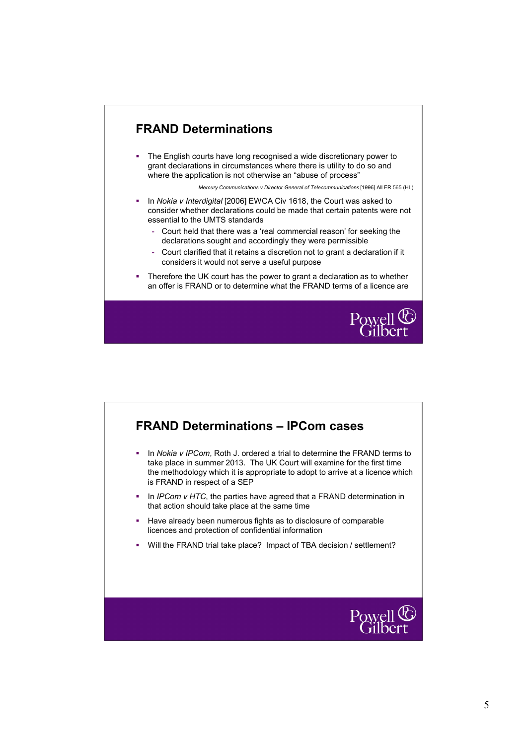## FRAND Determinations

- The English courts have long recognised a wide discretionary power to grant declarations in circumstances where there is utility to do so and where the application is not otherwise an "abuse of process"

  *Mercury Communications v Director General of Telecommunications* [1996] All ER 565 (HL)

- In *Nokia v Interdigital* [2006] EWCA Civ 1618, the Court was asked to consider whether declarations could be made that certain patents were not essential to the UMTS standards
  - Court held that there was a 'real commercial reason' for seeking the declarations sought and accordingly they were permissible
  - Court clarified that it retains a discretion not to grant a declaration if it considers it would not serve a useful purpose
- Therefore the UK court has the power to grant a declaration as to whether an offer is FRAND or to determine what the FRAND terms of a licence are

## FRAND Determinations – IPCom cases

- In *Nokia v IPCom*, Roth J. ordered a trial to determine the FRAND terms to take place in summer 2013. The UK Court will examine for the first time the methodology which it is appropriate to adopt to arrive at a licence which is FRAND in respect of a SEP
- In *IPCom v HTC*, the parties have agreed that a FRAND determination in that action should take place at the same time
- Have already been numerous fights as to disclosure of comparable licences and protection of confidential information
- Will the FRAND trial take place? Impact of TBA decision / settlement?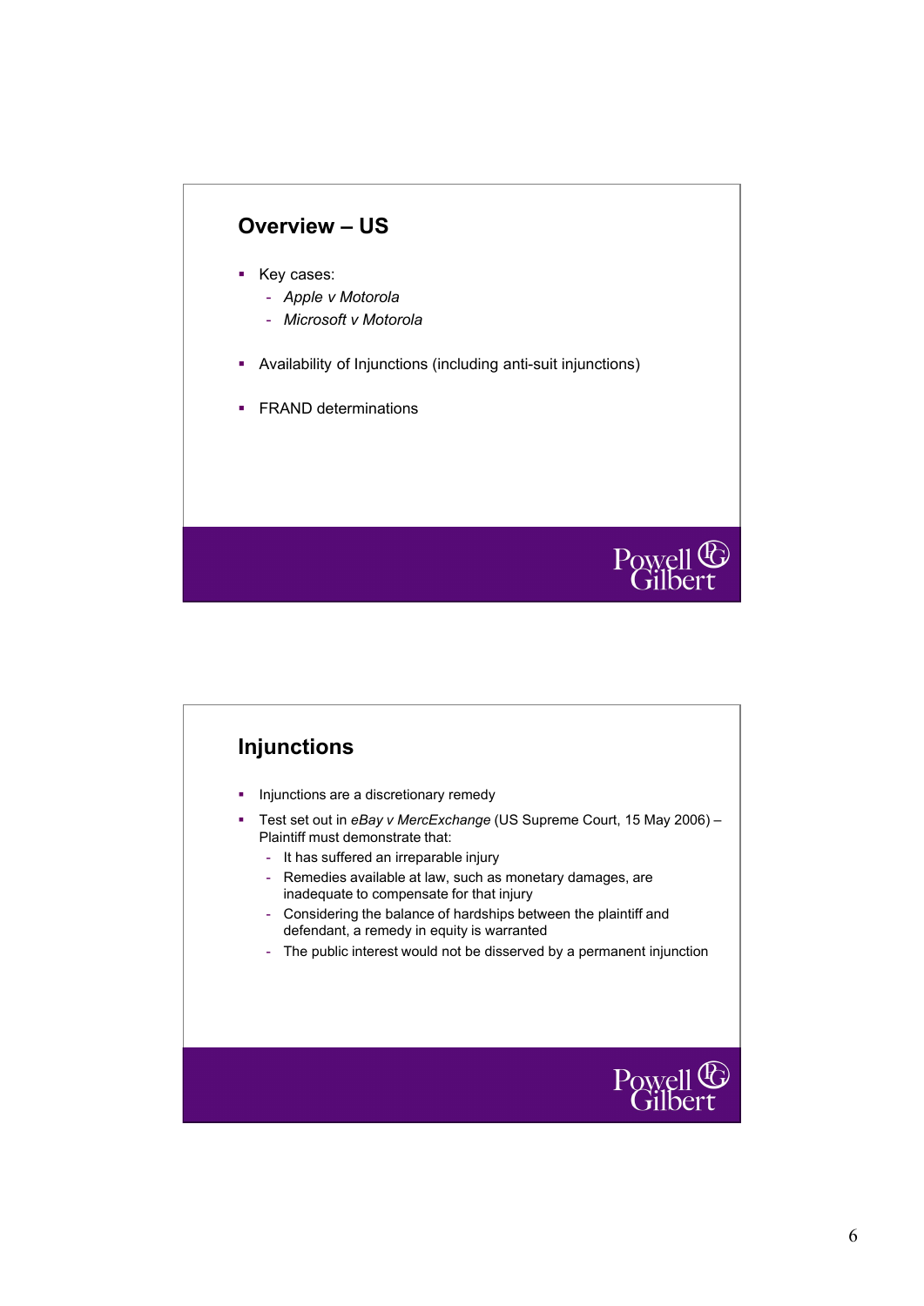## Overview – US

- Key cases:
  - *Apple v Motorola*
  - *Microsoft v Motorola*
- Availability of Injunctions (including anti-suit injunctions)
- FRAND determinations

Powell Gilbert

## Injunctions

- Injunctions are a discretionary remedy
- Test set out in *eBay v MercExchange* (US Supreme Court, 15 May 2006) – Plaintiff must demonstrate that:
  - It has suffered an irreparable injury
  - Remedies available at law, such as monetary damages, are inadequate to compensate for that injury
  - Considering the balance of hardships between the plaintiff and defendant, a remedy in equity is warranted
  - The public interest would not be disserved by a permanent injunction

Powell Gilbert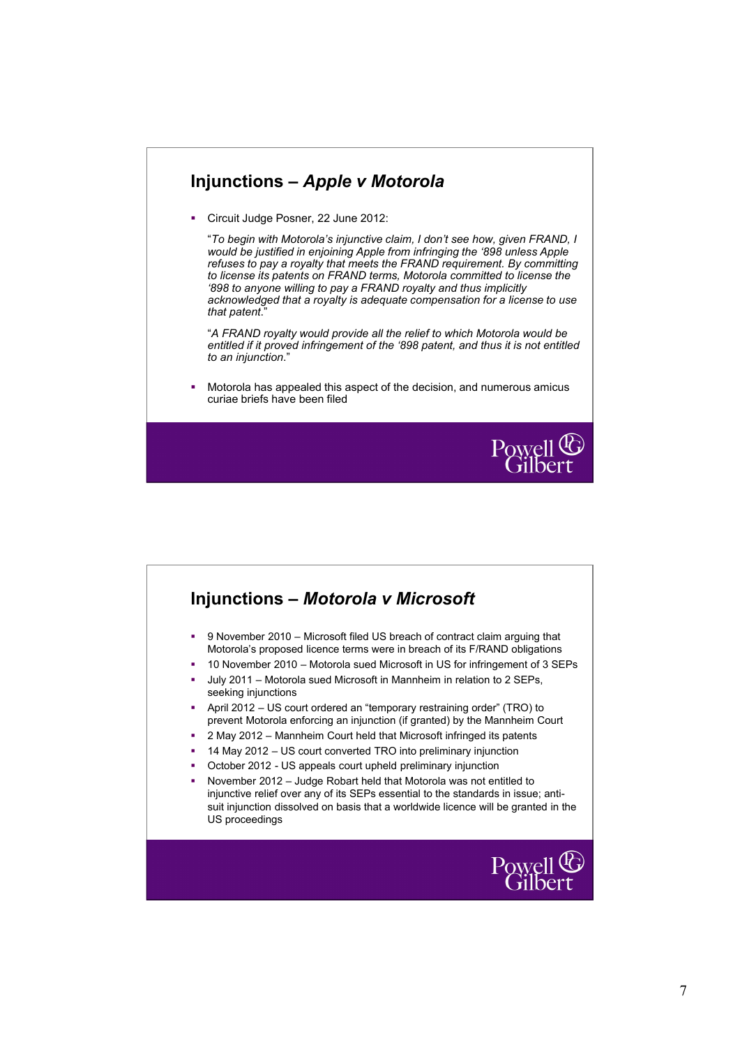## Injunctions – *Apple v Motorola*

- Circuit Judge Posner, 22 June 2012:

  "*To begin with Motorola's injunctive claim, I don't see how, given FRAND, I would be justified in enjoining Apple from infringing the '898 unless Apple refuses to pay a royalty that meets the FRAND requirement. By committing to license its patents on FRAND terms, Motorola committed to license the '898 to anyone willing to pay a FRAND royalty and thus implicitly acknowledged that a royalty is adequate compensation for a license to use that patent.*"

  "*A FRAND royalty would provide all the relief to which Motorola would be entitled if it proved infringement of the '898 patent, and thus it is not entitled to an injunction.*"

- Motorola has appealed this aspect of the decision, and numerous amicus curiae briefs have been filed

## Injunctions – *Motorola v Microsoft*

- 9 November 2010 – Microsoft filed US breach of contract claim arguing that Motorola's proposed licence terms were in breach of its F/RAND obligations
- 10 November 2010 – Motorola sued Microsoft in US for infringement of 3 SEPs
- July 2011 – Motorola sued Microsoft in Mannheim in relation to 2 SEPs, seeking injunctions
- April 2012 – US court ordered an "temporary restraining order" (TRO) to prevent Motorola enforcing an injunction (if granted) by the Mannheim Court
- 2 May 2012 – Mannheim Court held that Microsoft infringed its patents
- 14 May 2012 – US court converted TRO into preliminary injunction
- October 2012 - US appeals court upheld preliminary injunction
- November 2012 – Judge Robart held that Motorola was not entitled to injunctive relief over any of its SEPs essential to the standards in issue; anti-suit injunction dissolved on basis that a worldwide licence will be granted in the US proceedings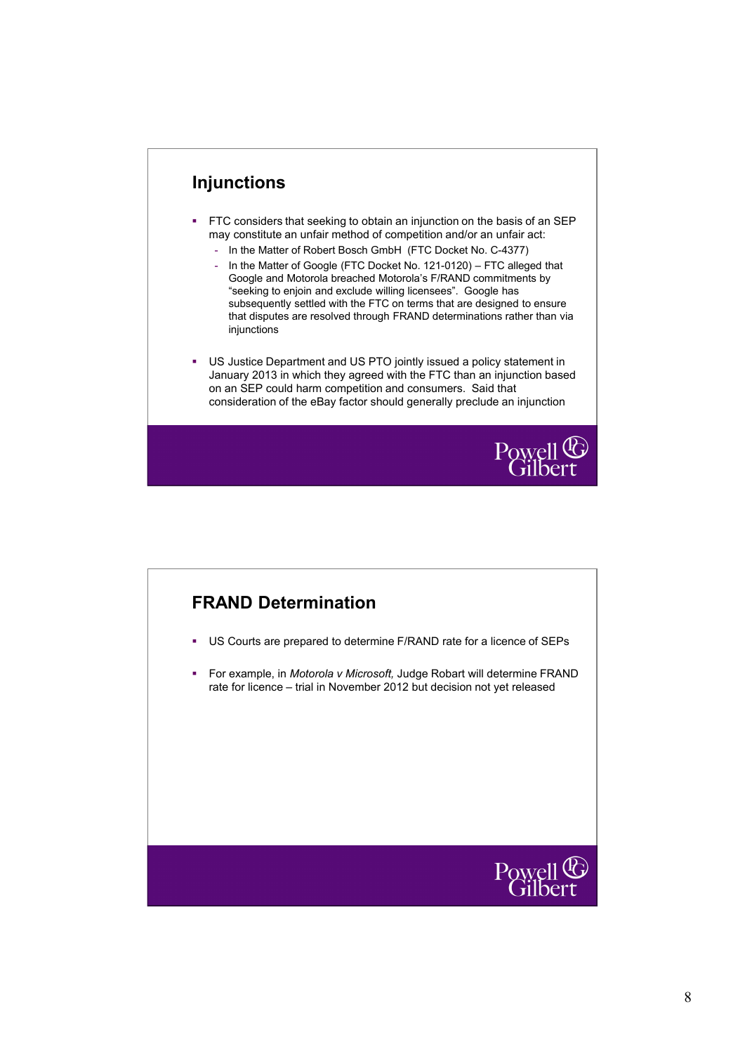## Injunctions

- FTC considers that seeking to obtain an injunction on the basis of an SEP may constitute an unfair method of competition and/or an unfair act:
  - In the Matter of Robert Bosch GmbH (FTC Docket No. C-4377)
  - In the Matter of Google (FTC Docket No. 121-0120) – FTC alleged that Google and Motorola breached Motorola's F/RAND commitments by "seeking to enjoin and exclude willing licensees". Google has subsequently settled with the FTC on terms that are designed to ensure that disputes are resolved through FRAND determinations rather than via injunctions
- US Justice Department and US PTO jointly issued a policy statement in January 2013 in which they agreed with the FTC than an injunction based on an SEP could harm competition and consumers. Said that consideration of the eBay factor should generally preclude an injunction

Powell Gilbert

## FRAND Determination

- US Courts are prepared to determine F/RAND rate for a licence of SEPs
- For example, in *Motorola v Microsoft,* Judge Robart will determine FRAND rate for licence – trial in November 2012 but decision not yet released

Powell Gilbert